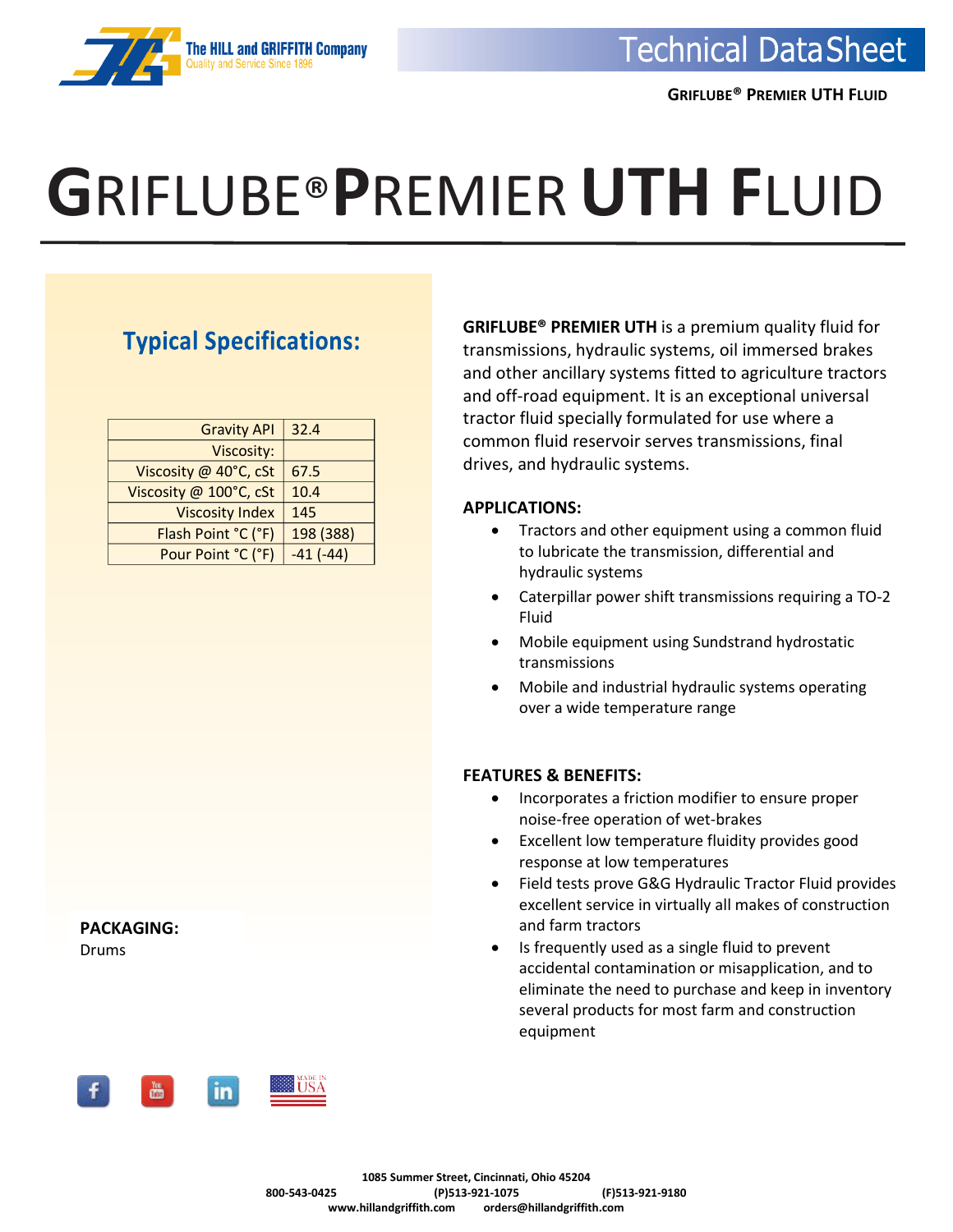# GRIFLUBE® PREMIER UTH FLUID

## Typical Specifications:

| | |
|---|---|
| Gravity API | 32.4 |
| Viscosity: | |
| Viscosity @ 40°C, cSt | 67.5 |
| Viscosity @ 100°C, cSt | 10.4 |
| Viscosity Index | 145 |
| Flash Point °C (°F) | 198 (388) |
| Pour Point °C (°F) | -41 (-44) |

**PACKAGING:**
Drums

**GRIFLUBE® PREMIER UTH** is a premium quality fluid for transmissions, hydraulic systems, oil immersed brakes and other ancillary systems fitted to agriculture tractors and off-road equipment. It is an exceptional universal tractor fluid specially formulated for use where a common fluid reservoir serves transmissions, final drives, and hydraulic systems.

**APPLICATIONS:**

- Tractors and other equipment using a common fluid to lubricate the transmission, differential and hydraulic systems
- Caterpillar power shift transmissions requiring a TO-2 Fluid
- Mobile equipment using Sundstrand hydrostatic transmissions
- Mobile and industrial hydraulic systems operating over a wide temperature range

**FEATURES & BENEFITS:**

- Incorporates a friction modifier to ensure proper noise-free operation of wet-brakes
- Excellent low temperature fluidity provides good response at low temperatures
- Field tests prove G&G Hydraulic Tractor Fluid provides excellent service in virtually all makes of construction and farm tractors
- Is frequently used as a single fluid to prevent accidental contamination or misapplication, and to eliminate the need to purchase and keep in inventory several products for most farm and construction equipment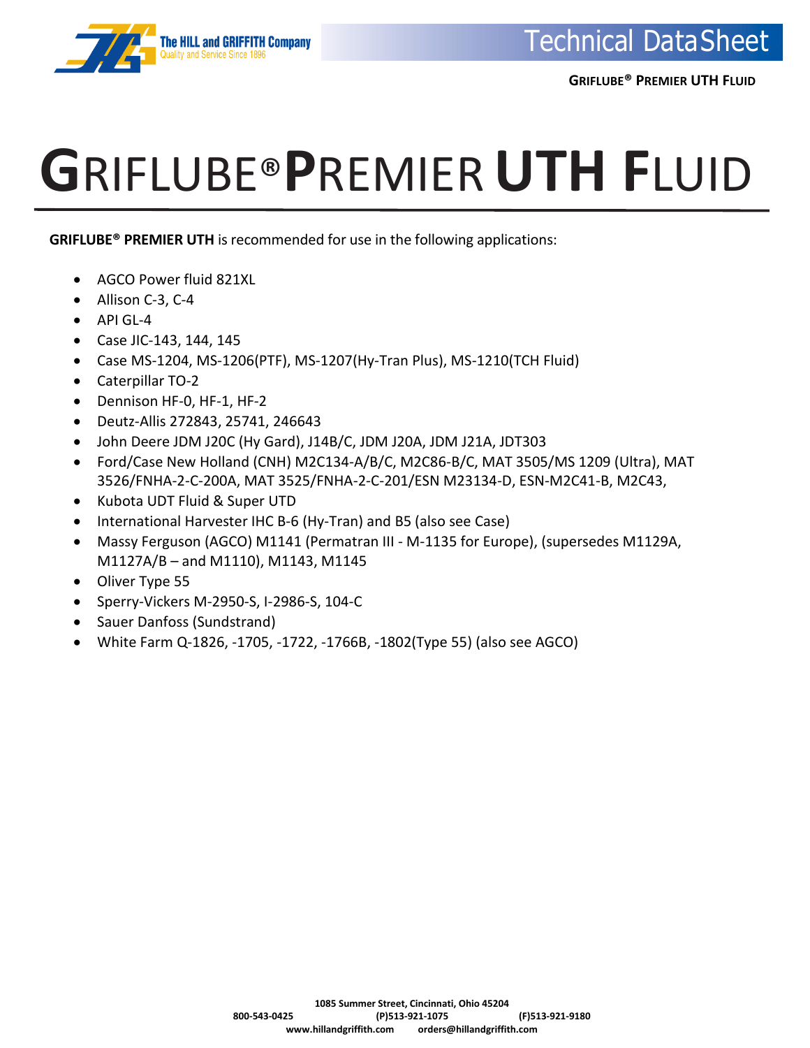# GRIFLUBE® PREMIER UTH FLUID

**GRIFLUBE® PREMIER UTH** is recommended for use in the following applications:

- AGCO Power fluid 821XL
- Allison C-3, C-4
- API GL-4
- Case JIC-143, 144, 145
- Case MS-1204, MS-1206(PTF), MS-1207(Hy-Tran Plus), MS-1210(TCH Fluid)
- Caterpillar TO-2
- Dennison HF-0, HF-1, HF-2
- Deutz-Allis 272843, 25741, 246643
- John Deere JDM J20C (Hy Gard), J14B/C, JDM J20A, JDM J21A, JDT303
- Ford/Case New Holland (CNH) M2C134-A/B/C, M2C86-B/C, MAT 3505/MS 1209 (Ultra), MAT 3526/FNHA-2-C-200A, MAT 3525/FNHA-2-C-201/ESN M23134-D, ESN-M2C41-B, M2C43,
- Kubota UDT Fluid & Super UTD
- International Harvester IHC B-6 (Hy-Tran) and B5 (also see Case)
- Massy Ferguson (AGCO) M1141 (Permatran III - M-1135 for Europe), (supersedes M1129A, M1127A/B – and M1110), M1143, M1145
- Oliver Type 55
- Sperry-Vickers M-2950-S, I-2986-S, 104-C
- Sauer Danfoss (Sundstrand)
- White Farm Q-1826, -1705, -1722, -1766B, -1802(Type 55) (also see AGCO)